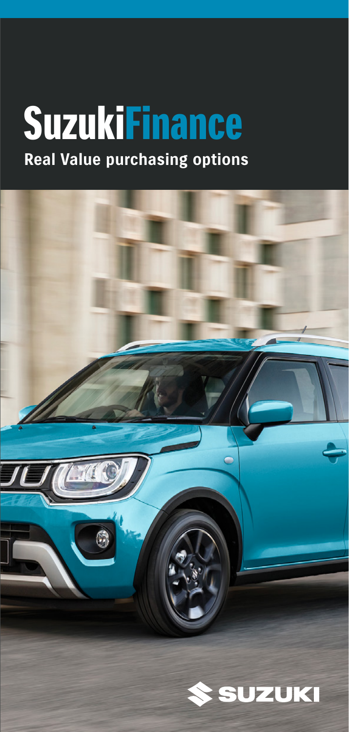# SuzukiFinance

**Real Value purchasing options**

SUZUKI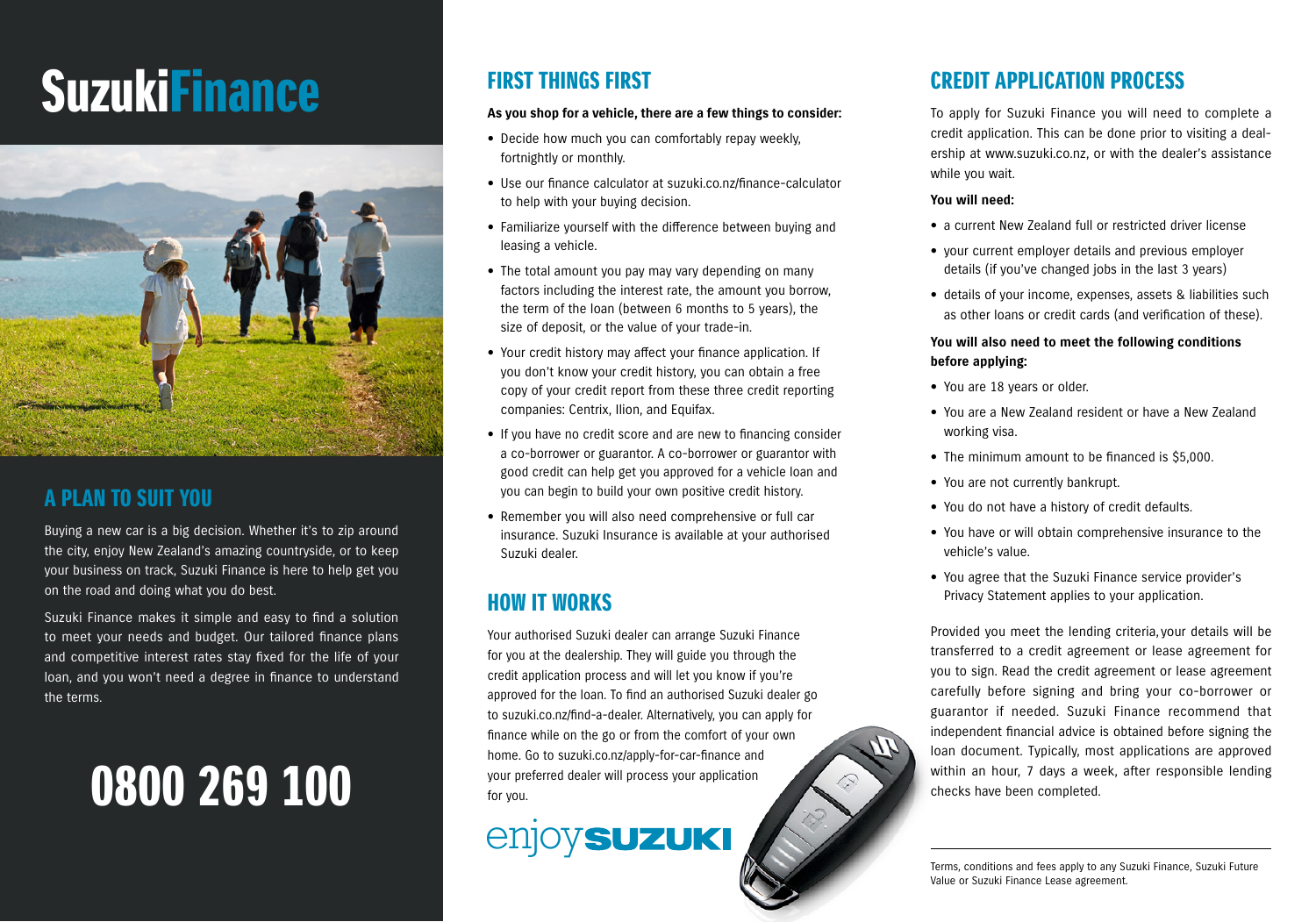# SuzukiFinance

## A PLAN TO SUIT YOU

Buying a new car is a big decision. Whether it's to zip around the city, enjoy New Zealand's amazing countryside, or to keep your business on track, Suzuki Finance is here to help get you on the road and doing what you do best.

Suzuki Finance makes it simple and easy to find a solution to meet your needs and budget. Our tailored finance plans and competitive interest rates stay fixed for the life of your loan, and you won't need a degree in finance to understand the terms.

# 0800 269 100

## FIRST THINGS FIRST

**As you shop for a vehicle, there are a few things to consider:**

- Decide how much you can comfortably repay weekly, fortnightly or monthly.
- Use our finance calculator at suzuki.co.nz/finance-calculator to help with your buying decision.
- Familiarize yourself with the difference between buying and leasing a vehicle.
- The total amount you pay may vary depending on many factors including the interest rate, the amount you borrow, the term of the loan (between 6 months to 5 years), the size of deposit, or the value of your trade-in.
- Your credit history may affect your finance application. If you don't know your credit history, you can obtain a free copy of your credit report from these three credit reporting companies: Centrix, Ilion, and Equifax.
- If you have no credit score and are new to financing consider a co-borrower or guarantor. A co-borrower or guarantor with good credit can help get you approved for a vehicle loan and you can begin to build your own positive credit history.
- Remember you will also need comprehensive or full car insurance. Suzuki Insurance is available at your authorised Suzuki dealer.

## HOW IT WORKS

Your authorised Suzuki dealer can arrange Suzuki Finance for you at the dealership. They will guide you through the credit application process and will let you know if you're approved for the loan. To find an authorised Suzuki dealer go to suzuki.co.nz/find-a-dealer. Alternatively, you can apply for finance while on the go or from the comfort of your own home. Go to suzuki.co.nz/apply-for-car-finance and your preferred dealer will process your application for you.

enjoy SUZUKI

## CREDIT APPLICATION PROCESS

To apply for Suzuki Finance you will need to complete a credit application. This can be done prior to visiting a dealership at www.suzuki.co.nz, or with the dealer's assistance while you wait.

**You will need:**

- a current New Zealand full or restricted driver license
- your current employer details and previous employer details (if you've changed jobs in the last 3 years)
- details of your income, expenses, assets & liabilities such as other loans or credit cards (and verification of these).

**You will also need to meet the following conditions before applying:**

- You are 18 years or older.
- You are a New Zealand resident or have a New Zealand working visa.
- The minimum amount to be financed is $5,000.
- You are not currently bankrupt.
- You do not have a history of credit defaults.
- You have or will obtain comprehensive insurance to the vehicle's value.
- You agree that the Suzuki Finance service provider's Privacy Statement applies to your application.

Provided you meet the lending criteria, your details will be transferred to a credit agreement or lease agreement for you to sign. Read the credit agreement or lease agreement carefully before signing and bring your co-borrower or guarantor if needed. Suzuki Finance recommend that independent financial advice is obtained before signing the loan document. Typically, most applications are approved within an hour, 7 days a week, after responsible lending checks have been completed.

---

Terms, conditions and fees apply to any Suzuki Finance, Suzuki Future Value or Suzuki Finance Lease agreement.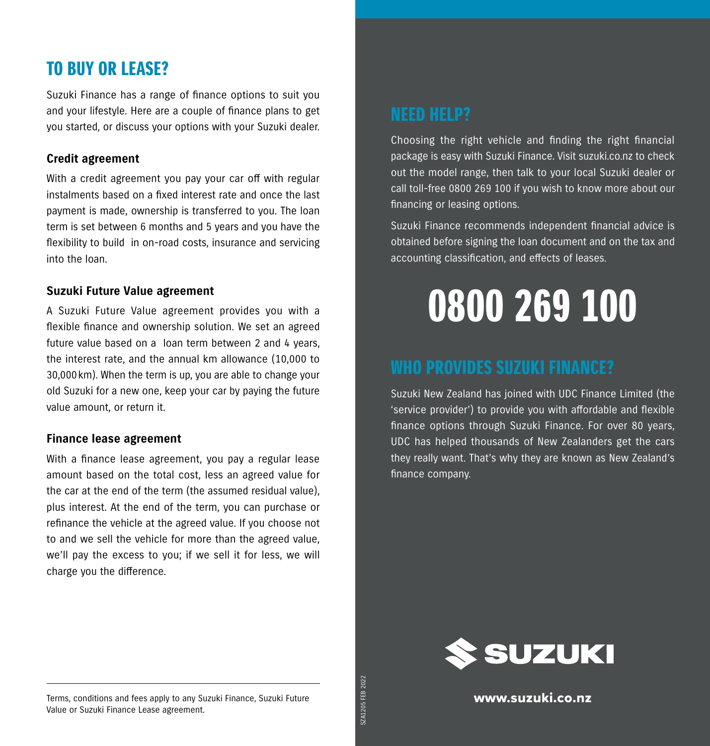## TO BUY OR LEASE?

Suzuki Finance has a range of finance options to suit you and your lifestyle. Here are a couple of finance plans to get you started, or discuss your options with your Suzuki dealer.

### Credit agreement

With a credit agreement you pay your car off with regular instalments based on a fixed interest rate and once the last payment is made, ownership is transferred to you. The loan term is set between 6 months and 5 years and you have the flexibility to build in on-road costs, insurance and servicing into the loan.

### Suzuki Future Value agreement

A Suzuki Future Value agreement provides you with a flexible finance and ownership solution. We set an agreed future value based on a loan term between 2 and 4 years, the interest rate, and the annual km allowance (10,000 to 30,000 km). When the term is up, you are able to change your old Suzuki for a new one, keep your car by paying the future value amount, or return it.

### Finance lease agreement

With a finance lease agreement, you pay a regular lease amount based on the total cost, less an agreed value for the car at the end of the term (the assumed residual value), plus interest. At the end of the term, you can purchase or refinance the vehicle at the agreed value. If you choose not to and we sell the vehicle for more than the agreed value, we'll pay the excess to you; if we sell it for less, we will charge you the difference.

Terms, conditions and fees apply to any Suzuki Finance, Suzuki Future Value or Suzuki Finance Lease agreement.

## NEED HELP?

Choosing the right vehicle and finding the right financial package is easy with Suzuki Finance. Visit suzuki.co.nz to check out the model range, then talk to your local Suzuki dealer or call toll-free 0800 269 100 if you wish to know more about our financing or leasing options.

Suzuki Finance recommends independent financial advice is obtained before signing the loan document and on the tax and accounting classification, and effects of leases.

# 0800 269 100

## WHO PROVIDES SUZUKI FINANCE?

Suzuki New Zealand has joined with UDC Finance Limited (the 'service provider') to provide you with affordable and flexible finance options through Suzuki Finance. For over 80 years, UDC has helped thousands of New Zealanders get the cars they really want. That's why they are known as New Zealand's finance company.

SUZUKI

**www.suzuki.co.nz**

SZA1205 FEB 2022